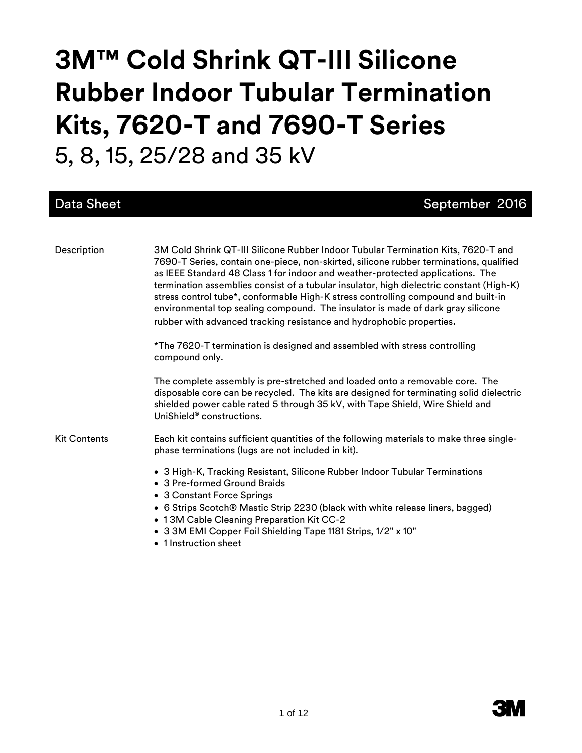# 3M™ Cold Shrink QT-III Silicone Rubber Indoor Tubular Termination Kits, 7620-T and 7690-T Series

5, 8, 15, 25/28 and 35 kV

Data Sheet | September 2016

| | |
|---|---|
| Description | 3M Cold Shrink QT-III Silicone Rubber Indoor Tubular Termination Kits, 7620-T and 7690-T Series, contain one-piece, non-skirted, silicone rubber terminations, qualified as IEEE Standard 48 Class 1 for indoor and weather-protected applications. The termination assemblies consist of a tubular insulator, high dielectric constant (High-K) stress control tube*, conformable High-K stress controlling compound and built-in environmental top sealing compound. The insulator is made of dark gray silicone rubber with advanced tracking resistance and hydrophobic properties.<br><br>*The 7620-T termination is designed and assembled with stress controlling compound only.<br><br>The complete assembly is pre-stretched and loaded onto a removable core. The disposable core can be recycled. The kits are designed for terminating solid dielectric shielded power cable rated 5 through 35 kV, with Tape Shield, Wire Shield and UniShield® constructions. |
| Kit Contents | Each kit contains sufficient quantities of the following materials to make three single-phase terminations (lugs are not included in kit).<br><br>• 3 High-K, Tracking Resistant, Silicone Rubber Indoor Tubular Terminations<br>• 3 Pre-formed Ground Braids<br>• 3 Constant Force Springs<br>• 6 Strips Scotch® Mastic Strip 2230 (black with white release liners, bagged)<br>• 1 3M Cable Cleaning Preparation Kit CC-2<br>• 3 3M EMI Copper Foil Shielding Tape 1181 Strips, 1/2" x 10"<br>• 1 Instruction sheet |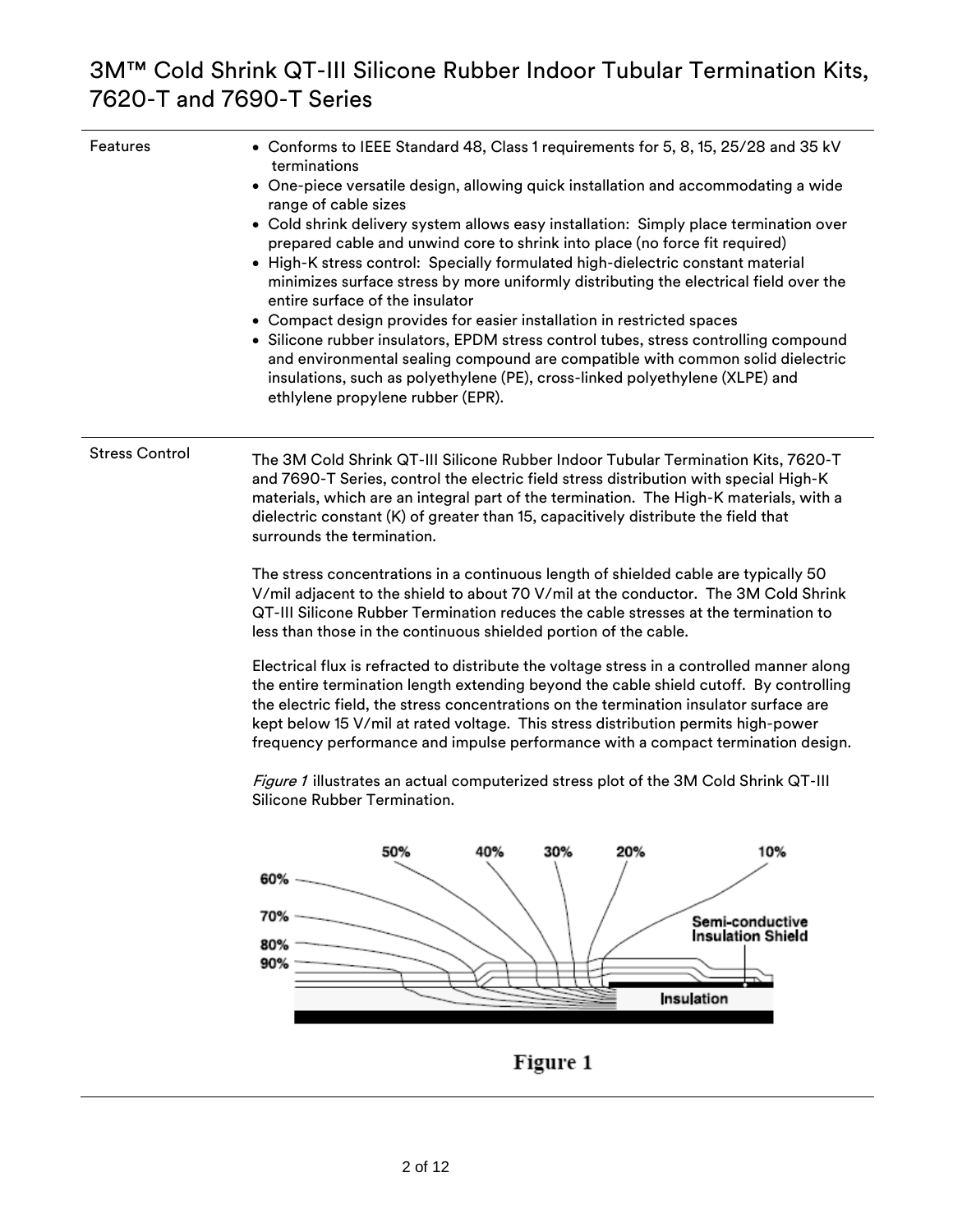# 3M™ Cold Shrink QT-III Silicone Rubber Indoor Tubular Termination Kits, 7620-T and 7690-T Series

## Features

- Conforms to IEEE Standard 48, Class 1 requirements for 5, 8, 15, 25/28 and 35 kV terminations
- One-piece versatile design, allowing quick installation and accommodating a wide range of cable sizes
- Cold shrink delivery system allows easy installation: Simply place termination over prepared cable and unwind core to shrink into place (no force fit required)
- High-K stress control: Specially formulated high-dielectric constant material minimizes surface stress by more uniformly distributing the electrical field over the entire surface of the insulator
- Compact design provides for easier installation in restricted spaces
- Silicone rubber insulators, EPDM stress control tubes, stress controlling compound and environmental sealing compound are compatible with common solid dielectric insulations, such as polyethylene (PE), cross-linked polyethylene (XLPE) and ethlylene propylene rubber (EPR).

## Stress Control

The 3M Cold Shrink QT-III Silicone Rubber Indoor Tubular Termination Kits, 7620-T and 7690-T Series, control the electric field stress distribution with special High-K materials, which are an integral part of the termination. The High-K materials, with a dielectric constant (K) of greater than 15, capacitively distribute the field that surrounds the termination.

The stress concentrations in a continuous length of shielded cable are typically 50 V/mil adjacent to the shield to about 70 V/mil at the conductor. The 3M Cold Shrink QT-III Silicone Rubber Termination reduces the cable stresses at the termination to less than those in the continuous shielded portion of the cable.

Electrical flux is refracted to distribute the voltage stress in a controlled manner along the entire termination length extending beyond the cable shield cutoff. By controlling the electric field, the stress concentrations on the termination insulator surface are kept below 15 V/mil at rated voltage. This stress distribution permits high-power frequency performance and impulse performance with a compact termination design.

*Figure 1* illustrates an actual computerized stress plot of the 3M Cold Shrink QT-III Silicone Rubber Termination.

Figure 1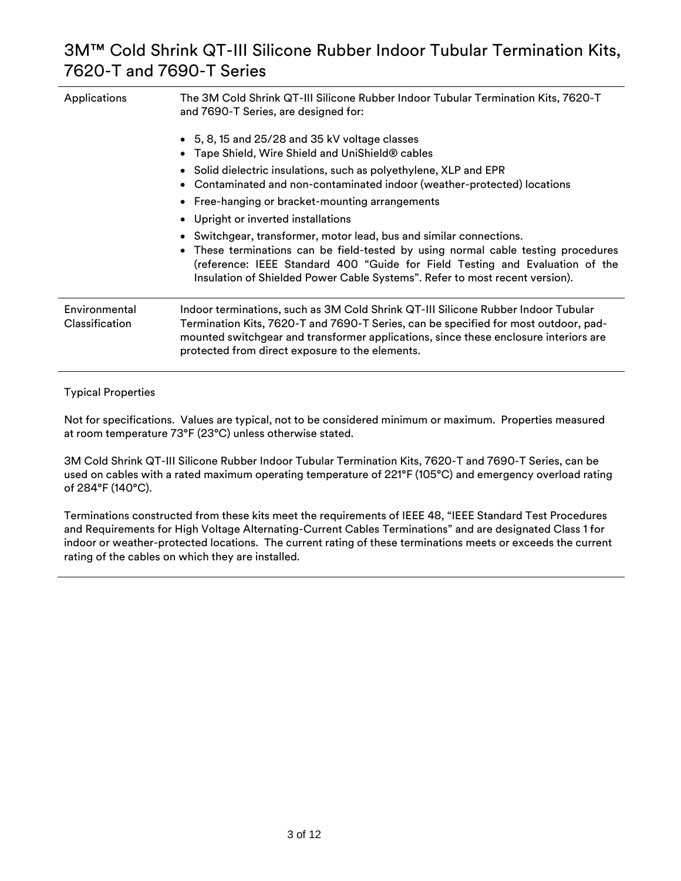# 3M™ Cold Shrink QT-III Silicone Rubber Indoor Tubular Termination Kits, 7620-T and 7690-T Series

| | |
|---|---|
| Applications | The 3M Cold Shrink QT-III Silicone Rubber Indoor Tubular Termination Kits, 7620-T and 7690-T Series, are designed for:<br><br>• 5, 8, 15 and 25/28 and 35 kV voltage classes<br>• Tape Shield, Wire Shield and UniShield® cables<br>• Solid dielectric insulations, such as polyethylene, XLP and EPR<br>• Contaminated and non-contaminated indoor (weather-protected) locations<br>• Free-hanging or bracket-mounting arrangements<br>• Upright or inverted installations<br>• Switchgear, transformer, motor lead, bus and similar connections.<br>• These terminations can be field-tested by using normal cable testing procedures (reference: IEEE Standard 400 "Guide for Field Testing and Evaluation of the Insulation of Shielded Power Cable Systems". Refer to most recent version). |
| Environmental Classification | Indoor terminations, such as 3M Cold Shrink QT-III Silicone Rubber Indoor Tubular Termination Kits, 7620-T and 7690-T Series, can be specified for most outdoor, pad-mounted switchgear and transformer applications, since these enclosure interiors are protected from direct exposure to the elements. |

## Typical Properties

Not for specifications. Values are typical, not to be considered minimum or maximum. Properties measured at room temperature 73°F (23°C) unless otherwise stated.

3M Cold Shrink QT-III Silicone Rubber Indoor Tubular Termination Kits, 7620-T and 7690-T Series, can be used on cables with a rated maximum operating temperature of 221°F (105°C) and emergency overload rating of 284°F (140°C).

Terminations constructed from these kits meet the requirements of IEEE 48, "IEEE Standard Test Procedures and Requirements for High Voltage Alternating-Current Cables Terminations" and are designated Class 1 for indoor or weather-protected locations. The current rating of these terminations meets or exceeds the current rating of the cables on which they are installed.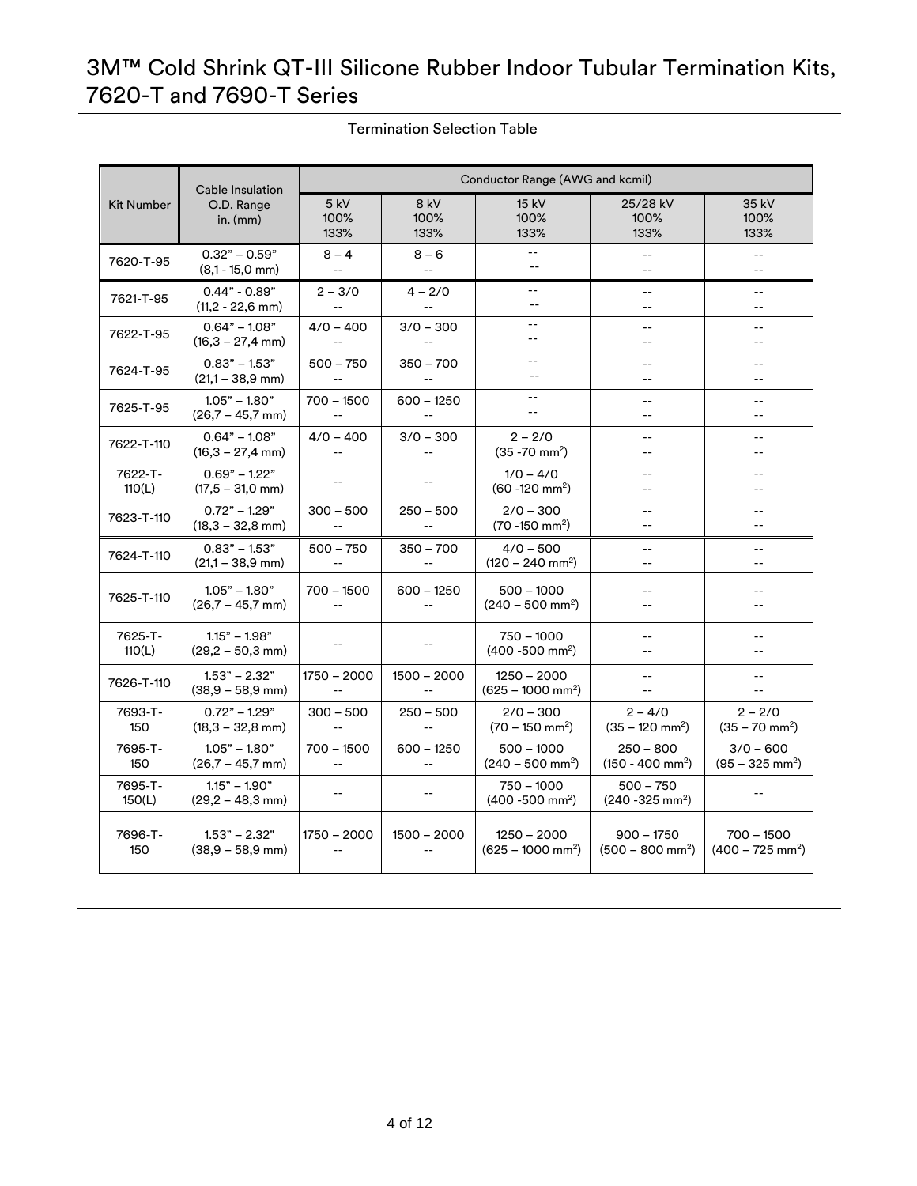# 3M™ Cold Shrink QT-III Silicone Rubber Indoor Tubular Termination Kits, 7620-T and 7690-T Series

Termination Selection Table

| Kit Number | Cable Insulation O.D. Range in. (mm) | Conductor Range (AWG and kcmil) | | | | |
|---|---|---|---|---|---|---|
| | | 5 kV 100% 133% | 8 kV 100% 133% | 15 kV 100% 133% | 25/28 kV 100% 133% | 35 kV 100% 133% |
| 7620-T-95 | 0.32" – 0.59" (8,1 - 15,0 mm) | 8 – 4 -- | 8 – 6 -- | -- -- | -- -- | -- -- |
| 7621-T-95 | 0.44" - 0.89" (11,2 - 22,6 mm) | 2 – 3/0 -- | 4 – 2/0 -- | -- -- | -- -- | -- -- |
| 7622-T-95 | 0.64" – 1.08" (16,3 – 27,4 mm) | 4/0 – 400 -- | 3/0 – 300 -- | -- -- | -- -- | -- -- |
| 7624-T-95 | 0.83" – 1.53" (21,1 – 38,9 mm) | 500 – 750 -- | 350 – 700 -- | -- -- | -- -- | -- -- |
| 7625-T-95 | 1.05" – 1.80" (26,7 – 45,7 mm) | 700 – 1500 -- | 600 – 1250 -- | -- -- | -- -- | -- -- |
| 7622-T-110 | 0.64" – 1.08" (16,3 – 27,4 mm) | 4/0 – 400 -- | 3/0 – 300 -- | 2 – 2/0 (35 -70 mm²) | -- -- | -- -- |
| 7622-T-110(L) | 0.69" – 1.22" (17,5 – 31,0 mm) | -- | -- | 1/0 – 4/0 (60 -120 mm²) | -- -- | -- -- |
| 7623-T-110 | 0.72" – 1.29" (18,3 – 32,8 mm) | 300 – 500 -- | 250 – 500 -- | 2/0 – 300 (70 -150 mm²) | -- -- | -- -- |
| 7624-T-110 | 0.83" – 1.53" (21,1 – 38,9 mm) | 500 – 750 -- | 350 – 700 -- | 4/0 – 500 (120 – 240 mm²) | -- -- | -- -- |
| 7625-T-110 | 1.05" – 1.80" (26,7 – 45,7 mm) | 700 – 1500 -- | 600 – 1250 -- | 500 – 1000 (240 – 500 mm²) | -- -- | -- -- |
| 7625-T-110(L) | 1.15" – 1.98" (29,2 – 50,3 mm) | -- | -- | 750 – 1000 (400 -500 mm²) | -- -- | -- -- |
| 7626-T-110 | 1.53" – 2.32" (38,9 – 58,9 mm) | 1750 – 2000 -- | 1500 – 2000 -- | 1250 – 2000 (625 – 1000 mm²) | -- -- | -- -- |
| 7693-T-150 | 0.72" – 1.29" (18,3 – 32,8 mm) | 300 – 500 -- | 250 – 500 -- | 2/0 – 300 (70 – 150 mm²) | 2 – 4/0 (35 – 120 mm²) | 2 – 2/0 (35 – 70 mm²) |
| 7695-T-150 | 1.05" – 1.80" (26,7 – 45,7 mm) | 700 – 1500 -- | 600 – 1250 -- | 500 – 1000 (240 – 500 mm²) | 250 – 800 (150 - 400 mm²) | 3/0 – 600 (95 – 325 mm²) |
| 7695-T-150(L) | 1.15" – 1.90" (29,2 – 48,3 mm) | -- | -- | 750 – 1000 (400 -500 mm²) | 500 – 750 (240 -325 mm²) | -- |
| 7696-T-150 | 1.53" – 2.32" (38,9 – 58,9 mm) | 1750 – 2000 -- | 1500 – 2000 -- | 1250 – 2000 (625 – 1000 mm²) | 900 – 1750 (500 – 800 mm²) | 700 – 1500 (400 – 725 mm²) |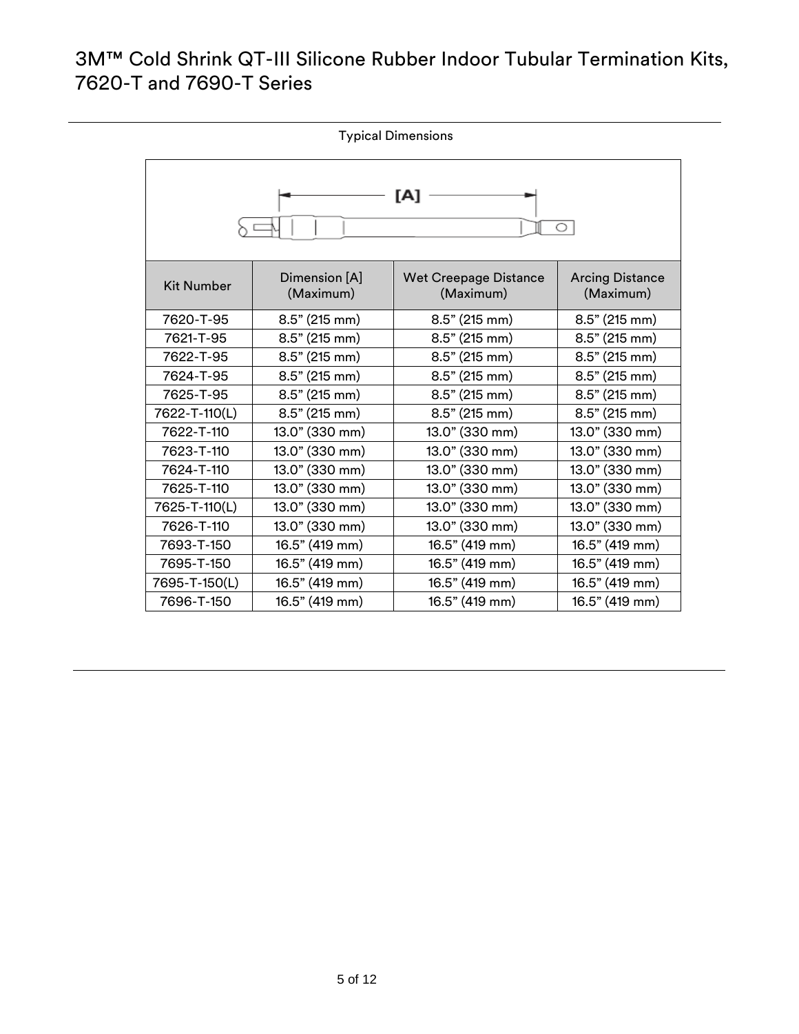# 3M™ Cold Shrink QT-III Silicone Rubber Indoor Tubular Termination Kits, 7620-T and 7690-T Series

Typical Dimensions

| Kit Number | Dimension [A] (Maximum) | Wet Creepage Distance (Maximum) | Arcing Distance (Maximum) |
|---|---|---|---|
| 7620-T-95 | 8.5" (215 mm) | 8.5" (215 mm) | 8.5" (215 mm) |
| 7621-T-95 | 8.5" (215 mm) | 8.5" (215 mm) | 8.5" (215 mm) |
| 7622-T-95 | 8.5" (215 mm) | 8.5" (215 mm) | 8.5" (215 mm) |
| 7624-T-95 | 8.5" (215 mm) | 8.5" (215 mm) | 8.5" (215 mm) |
| 7625-T-95 | 8.5" (215 mm) | 8.5" (215 mm) | 8.5" (215 mm) |
| 7622-T-110(L) | 8.5" (215 mm) | 8.5" (215 mm) | 8.5" (215 mm) |
| 7622-T-110 | 13.0" (330 mm) | 13.0" (330 mm) | 13.0" (330 mm) |
| 7623-T-110 | 13.0" (330 mm) | 13.0" (330 mm) | 13.0" (330 mm) |
| 7624-T-110 | 13.0" (330 mm) | 13.0" (330 mm) | 13.0" (330 mm) |
| 7625-T-110 | 13.0" (330 mm) | 13.0" (330 mm) | 13.0" (330 mm) |
| 7625-T-110(L) | 13.0" (330 mm) | 13.0" (330 mm) | 13.0" (330 mm) |
| 7626-T-110 | 13.0" (330 mm) | 13.0" (330 mm) | 13.0" (330 mm) |
| 7693-T-150 | 16.5" (419 mm) | 16.5" (419 mm) | 16.5" (419 mm) |
| 7695-T-150 | 16.5" (419 mm) | 16.5" (419 mm) | 16.5" (419 mm) |
| 7695-T-150(L) | 16.5" (419 mm) | 16.5" (419 mm) | 16.5" (419 mm) |
| 7696-T-150 | 16.5" (419 mm) | 16.5" (419 mm) | 16.5" (419 mm) |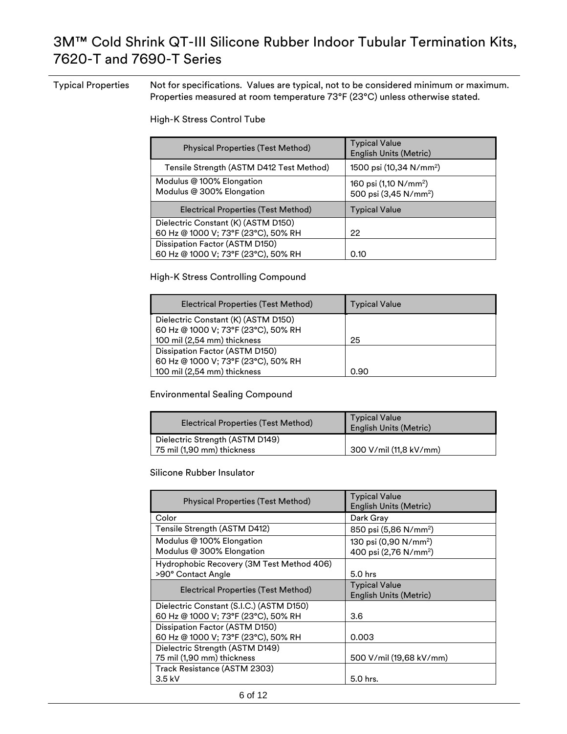# 3M™ Cold Shrink QT-III Silicone Rubber Indoor Tubular Termination Kits, 7620-T and 7690-T Series

**Typical Properties**

Not for specifications. Values are typical, not to be considered minimum or maximum. Properties measured at room temperature 73°F (23°C) unless otherwise stated.

High-K Stress Control Tube

| Physical Properties (Test Method) | Typical Value English Units (Metric) |
|---|---|
| Tensile Strength (ASTM D412 Test Method) | 1500 psi (10,34 N/mm²) |
| Modulus @ 100% Elongation<br>Modulus @ 300% Elongation | 160 psi (1,10 N/mm²)<br>500 psi (3,45 N/mm²) |
| **Electrical Properties (Test Method)** | **Typical Value** |
| Dielectric Constant (K) (ASTM D150)<br>60 Hz @ 1000 V; 73°F (23°C), 50% RH | 22 |
| Dissipation Factor (ASTM D150)<br>60 Hz @ 1000 V; 73°F (23°C), 50% RH | 0.10 |

High-K Stress Controlling Compound

| Electrical Properties (Test Method) | Typical Value |
|---|---|
| Dielectric Constant (K) (ASTM D150)<br>60 Hz @ 1000 V; 73°F (23°C), 50% RH<br>100 mil (2,54 mm) thickness | 25 |
| Dissipation Factor (ASTM D150)<br>60 Hz @ 1000 V; 73°F (23°C), 50% RH<br>100 mil (2,54 mm) thickness | 0.90 |

Environmental Sealing Compound

| Electrical Properties (Test Method) | Typical Value English Units (Metric) |
|---|---|
| Dielectric Strength (ASTM D149)<br>75 mil (1,90 mm) thickness | 300 V/mil (11,8 kV/mm) |

Silicone Rubber Insulator

| Physical Properties (Test Method) | Typical Value English Units (Metric) |
|---|---|
| Color | Dark Gray |
| Tensile Strength (ASTM D412) | 850 psi (5,86 N/mm²) |
| Modulus @ 100% Elongation<br>Modulus @ 300% Elongation | 130 psi (0,90 N/mm²)<br>400 psi (2,76 N/mm²) |
| Hydrophobic Recovery (3M Test Method 406)<br>>90° Contact Angle | 5.0 hrs |
| **Electrical Properties (Test Method)** | **Typical Value English Units (Metric)** |
| Dielectric Constant (S.I.C.) (ASTM D150)<br>60 Hz @ 1000 V; 73°F (23°C), 50% RH | 3.6 |
| Dissipation Factor (ASTM D150)<br>60 Hz @ 1000 V; 73°F (23°C), 50% RH | 0.003 |
| Dielectric Strength (ASTM D149)<br>75 mil (1,90 mm) thickness | 500 V/mil (19,68 kV/mm) |
| Track Resistance (ASTM 2303)<br>3.5 kV | 5.0 hrs. |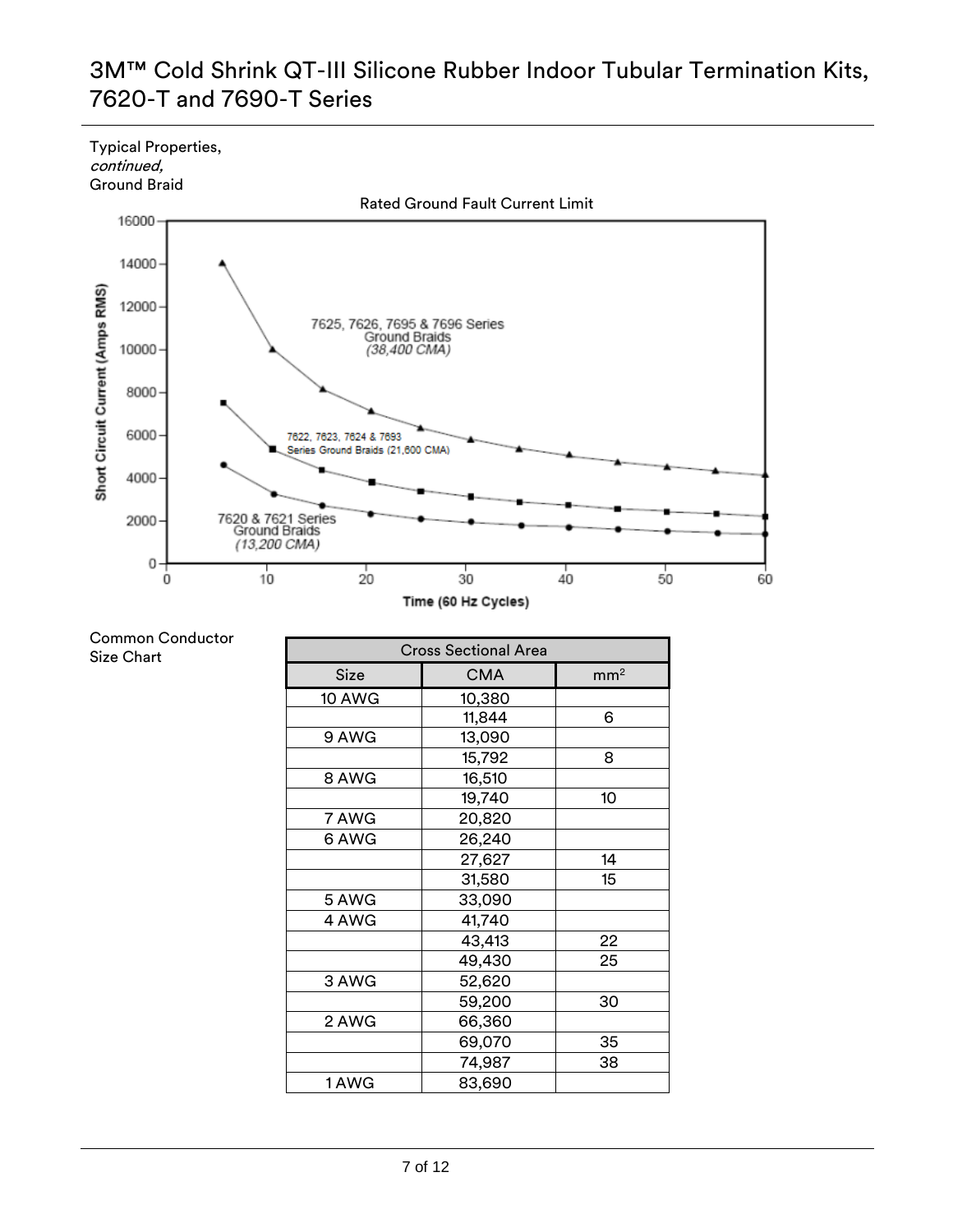# 3M™ Cold Shrink QT-III Silicone Rubber Indoor Tubular Termination Kits, 7620-T and 7690-T Series

Typical Properties, *continued,*
Ground Braid

Rated Ground Fault Current Limit

Short Circuit Current (Amps RMS)

7625, 7626, 7695 & 7696 Series Ground Braids *(38,400 CMA)*

7622, 7623, 7624 & 7693 Series Ground Braids (21,600 CMA)

7620 & 7621 Series Ground Braids *(13,200 CMA)*

Time (60 Hz Cycles)

Common Conductor Size Chart

| Cross Sectional Area | | |
|---|---|---|
| Size | CMA | mm$^2$ |
| 10 AWG | 10,380 | |
| | 11,844 | 6 |
| 9 AWG | 13,090 | |
| | 15,792 | 8 |
| 8 AWG | 16,510 | |
| | 19,740 | 10 |
| 7 AWG | 20,820 | |
| 6 AWG | 26,240 | |
| | 27,627 | 14 |
| | 31,580 | 15 |
| 5 AWG | 33,090 | |
| 4 AWG | 41,740 | |
| | 43,413 | 22 |
| | 49,430 | 25 |
| 3 AWG | 52,620 | |
| | 59,200 | 30 |
| 2 AWG | 66,360 | |
| | 69,070 | 35 |
| | 74,987 | 38 |
| 1 AWG | 83,690 | |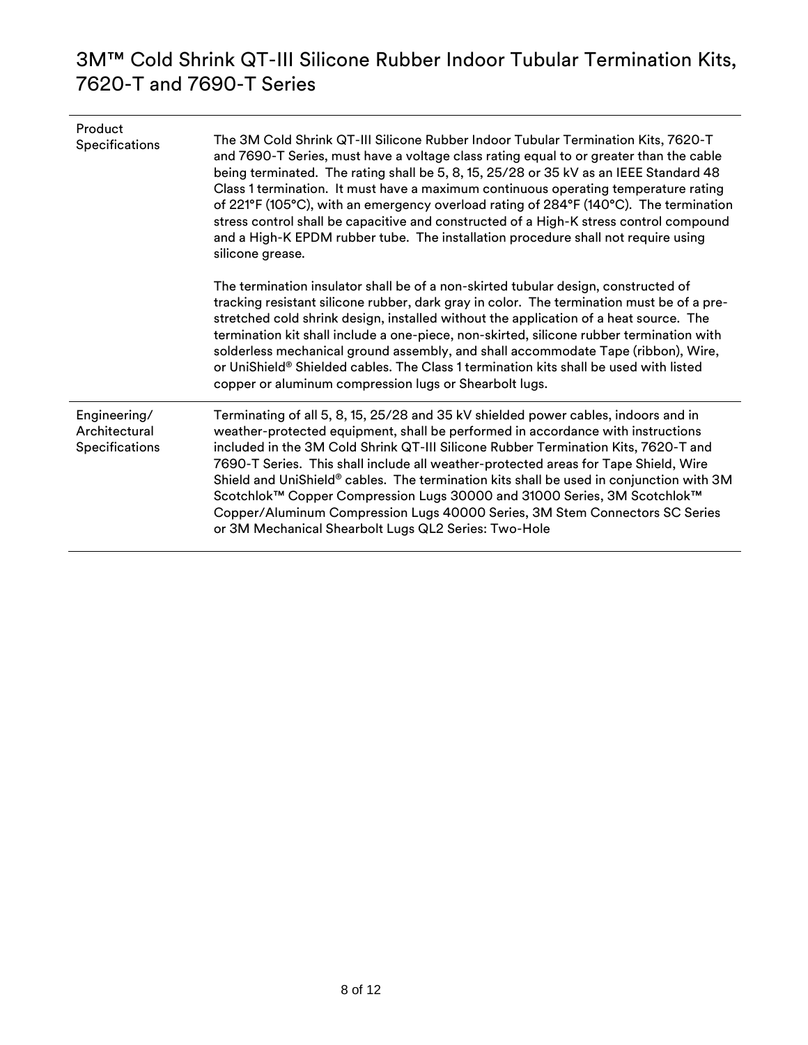# 3M™ Cold Shrink QT-III Silicone Rubber Indoor Tubular Termination Kits, 7620-T and 7690-T Series

| | |
|---|---|
| Product Specifications | The 3M Cold Shrink QT-III Silicone Rubber Indoor Tubular Termination Kits, 7620-T and 7690-T Series, must have a voltage class rating equal to or greater than the cable being terminated. The rating shall be 5, 8, 15, 25/28 or 35 kV as an IEEE Standard 48 Class 1 termination. It must have a maximum continuous operating temperature rating of 221°F (105°C), with an emergency overload rating of 284°F (140°C). The termination stress control shall be capacitive and constructed of a High-K stress control compound and a High-K EPDM rubber tube. The installation procedure shall not require using silicone grease.<br><br>The termination insulator shall be of a non-skirted tubular design, constructed of tracking resistant silicone rubber, dark gray in color. The termination must be of a pre-stretched cold shrink design, installed without the application of a heat source. The termination kit shall include a one-piece, non-skirted, silicone rubber termination with solderless mechanical ground assembly, and shall accommodate Tape (ribbon), Wire, or UniShield® Shielded cables. The Class 1 termination kits shall be used with listed copper or aluminum compression lugs or Shearbolt lugs. |
| Engineering/ Architectural Specifications | Terminating of all 5, 8, 15, 25/28 and 35 kV shielded power cables, indoors and in weather-protected equipment, shall be performed in accordance with instructions included in the 3M Cold Shrink QT-III Silicone Rubber Termination Kits, 7620-T and 7690-T Series. This shall include all weather-protected areas for Tape Shield, Wire Shield and UniShield® cables. The termination kits shall be used in conjunction with 3M Scotchlok™ Copper Compression Lugs 30000 and 31000 Series, 3M Scotchlok™ Copper/Aluminum Compression Lugs 40000 Series, 3M Stem Connectors SC Series or 3M Mechanical Shearbolt Lugs QL2 Series: Two-Hole |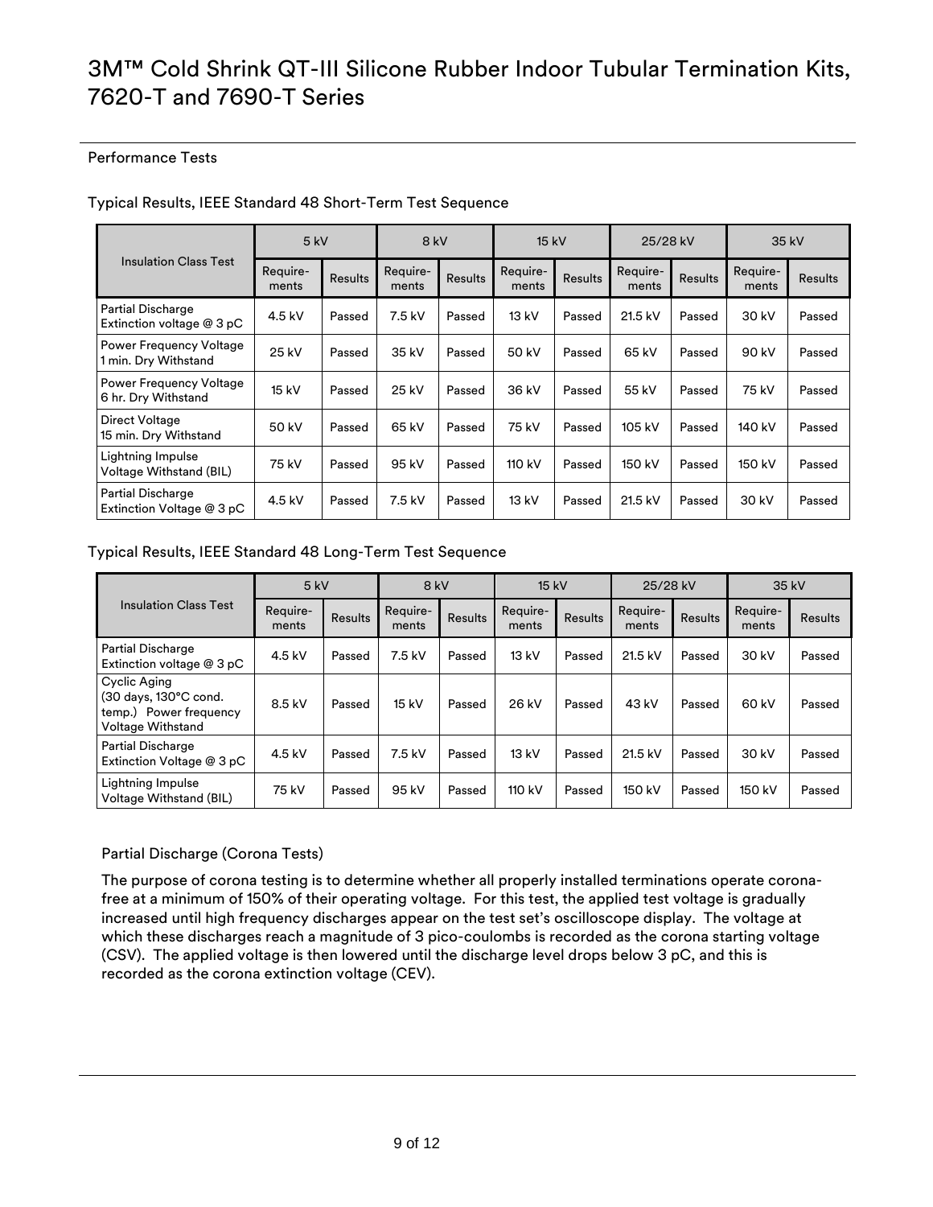# 3M™ Cold Shrink QT-III Silicone Rubber Indoor Tubular Termination Kits, 7620-T and 7690-T Series

## Performance Tests

### Typical Results, IEEE Standard 48 Short-Term Test Sequence

| Insulation Class Test | 5 kV | | 8 kV | | 15 kV | | 25/28 kV | | 35 kV | |
|---|---|---|---|---|---|---|---|---|---|---|
| | Require-ments | Results | Require-ments | Results | Require-ments | Results | Require-ments | Results | Require-ments | Results |
| Partial Discharge Extinction voltage @ 3 pC | 4.5 kV | Passed | 7.5 kV | Passed | 13 kV | Passed | 21.5 kV | Passed | 30 kV | Passed |
| Power Frequency Voltage 1 min. Dry Withstand | 25 kV | Passed | 35 kV | Passed | 50 kV | Passed | 65 kV | Passed | 90 kV | Passed |
| Power Frequency Voltage 6 hr. Dry Withstand | 15 kV | Passed | 25 kV | Passed | 36 kV | Passed | 55 kV | Passed | 75 kV | Passed |
| Direct Voltage 15 min. Dry Withstand | 50 kV | Passed | 65 kV | Passed | 75 kV | Passed | 105 kV | Passed | 140 kV | Passed |
| Lightning Impulse Voltage Withstand (BIL) | 75 kV | Passed | 95 kV | Passed | 110 kV | Passed | 150 kV | Passed | 150 kV | Passed |
| Partial Discharge Extinction Voltage @ 3 pC | 4.5 kV | Passed | 7.5 kV | Passed | 13 kV | Passed | 21.5 kV | Passed | 30 kV | Passed |

### Typical Results, IEEE Standard 48 Long-Term Test Sequence

| Insulation Class Test | 5 kV | | 8 kV | | 15 kV | | 25/28 kV | | 35 kV | |
|---|---|---|---|---|---|---|---|---|---|---|
| | Require-ments | Results | Require-ments | Results | Require-ments | Results | Require-ments | Results | Require-ments | Results |
| Partial Discharge Extinction voltage @ 3 pC | 4.5 kV | Passed | 7.5 kV | Passed | 13 kV | Passed | 21.5 kV | Passed | 30 kV | Passed |
| Cyclic Aging (30 days, 130°C cond. temp.) Power frequency Voltage Withstand | 8.5 kV | Passed | 15 kV | Passed | 26 kV | Passed | 43 kV | Passed | 60 kV | Passed |
| Partial Discharge Extinction Voltage @ 3 pC | 4.5 kV | Passed | 7.5 kV | Passed | 13 kV | Passed | 21.5 kV | Passed | 30 kV | Passed |
| Lightning Impulse Voltage Withstand (BIL) | 75 kV | Passed | 95 kV | Passed | 110 kV | Passed | 150 kV | Passed | 150 kV | Passed |

### Partial Discharge (Corona Tests)

The purpose of corona testing is to determine whether all properly installed terminations operate corona-free at a minimum of 150% of their operating voltage. For this test, the applied test voltage is gradually increased until high frequency discharges appear on the test set's oscilloscope display. The voltage at which these discharges reach a magnitude of 3 pico-coulombs is recorded as the corona starting voltage (CSV). The applied voltage is then lowered until the discharge level drops below 3 pC, and this is recorded as the corona extinction voltage (CEV).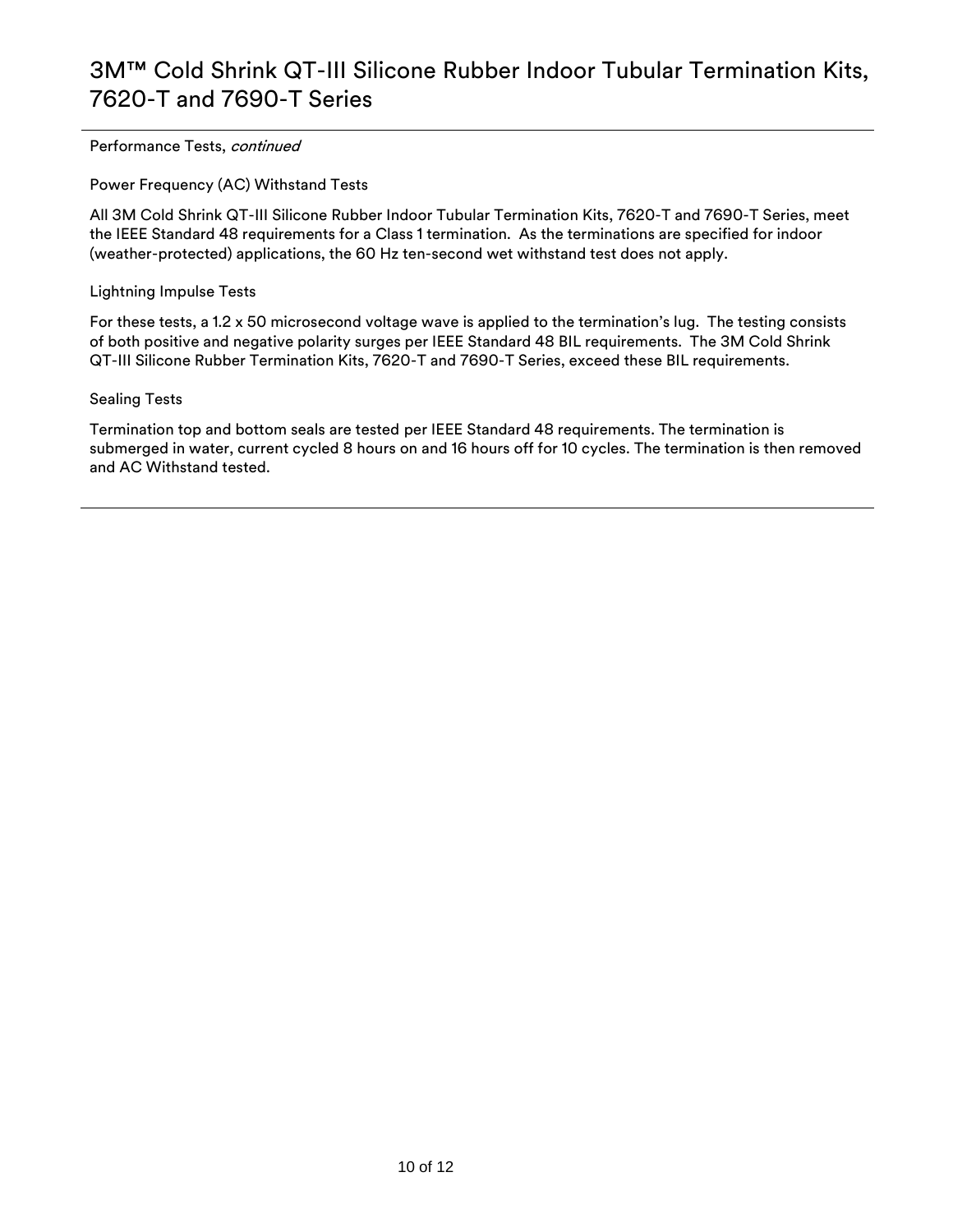Performance Tests, *continued*

### Power Frequency (AC) Withstand Tests

All 3M Cold Shrink QT-III Silicone Rubber Indoor Tubular Termination Kits, 7620-T and 7690-T Series, meet the IEEE Standard 48 requirements for a Class 1 termination. As the terminations are specified for indoor (weather-protected) applications, the 60 Hz ten-second wet withstand test does not apply.

### Lightning Impulse Tests

For these tests, a 1.2 x 50 microsecond voltage wave is applied to the termination's lug. The testing consists of both positive and negative polarity surges per IEEE Standard 48 BIL requirements. The 3M Cold Shrink QT-III Silicone Rubber Termination Kits, 7620-T and 7690-T Series, exceed these BIL requirements.

### Sealing Tests

Termination top and bottom seals are tested per IEEE Standard 48 requirements. The termination is submerged in water, current cycled 8 hours on and 16 hours off for 10 cycles. The termination is then removed and AC Withstand tested.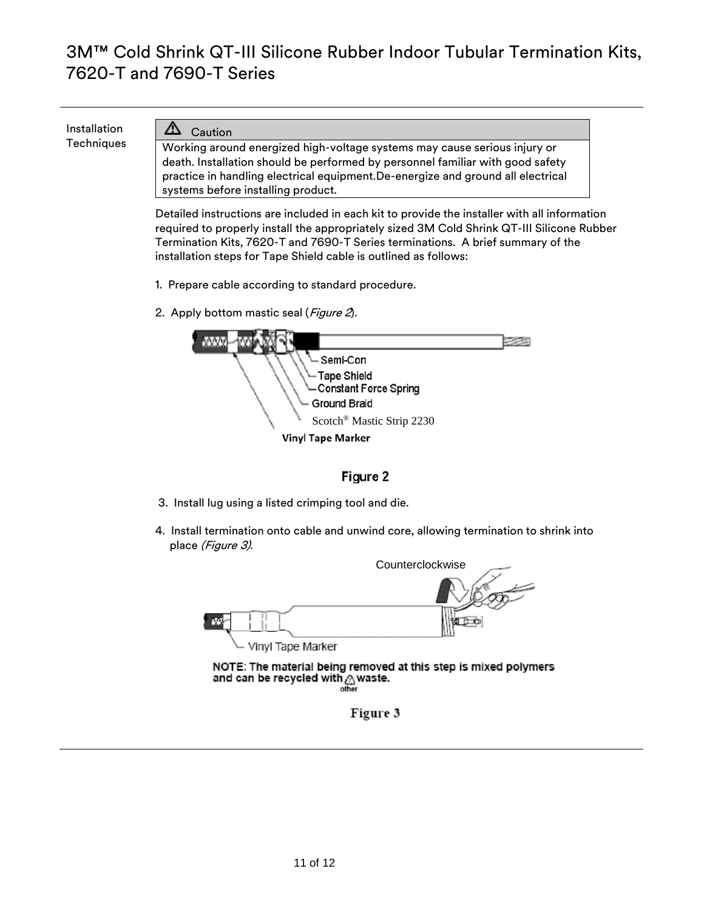# 3M™ Cold Shrink QT-III Silicone Rubber Indoor Tubular Termination Kits, 7620-T and 7690-T Series

Installation Techniques

| ⚠ Caution |
|---|
| Working around energized high-voltage systems may cause serious injury or death. Installation should be performed by personnel familiar with good safety practice in handling electrical equipment.De-energize and ground all electrical systems before installing product. |

Detailed instructions are included in each kit to provide the installer with all information required to properly install the appropriately sized 3M Cold Shrink QT-III Silicone Rubber Termination Kits, 7620-T and 7690-T Series terminations. A brief summary of the installation steps for Tape Shield cable is outlined as follows:

1. Prepare cable according to standard procedure.

2. Apply bottom mastic seal (*Figure 2*).

Semi-Con
Tape Shield
Constant Force Spring
Ground Braid
Scotch® Mastic Strip 2230
Vinyl Tape Marker

Figure 2

3. Install lug using a listed crimping tool and die.

4. Install termination onto cable and unwind core, allowing termination to shrink into place *(Figure 3)*.

Counterclockwise

Vinyl Tape Marker

**NOTE: The material being removed at this step is mixed polymers and can be recycled with other waste.**

Figure 3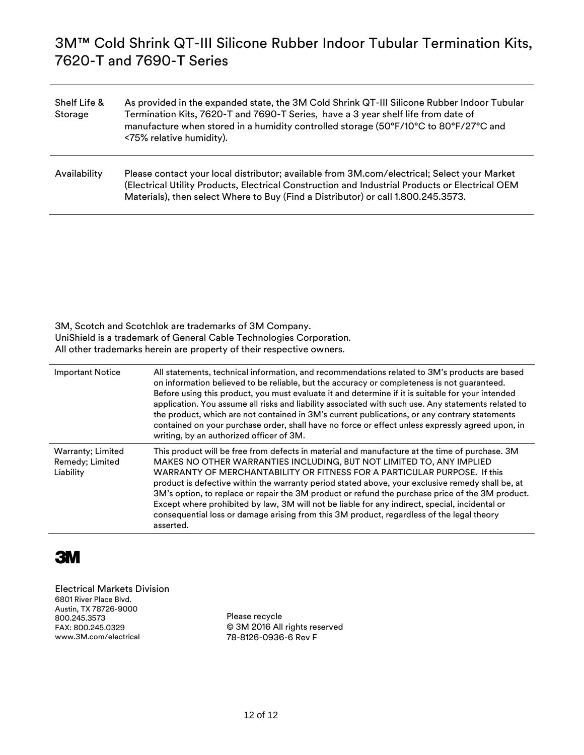# 3M™ Cold Shrink QT-III Silicone Rubber Indoor Tubular Termination Kits, 7620-T and 7690-T Series

| | |
|---|---|
| Shelf Life & Storage | As provided in the expanded state, the 3M Cold Shrink QT-III Silicone Rubber Indoor Tubular Termination Kits, 7620-T and 7690-T Series, have a 3 year shelf life from date of manufacture when stored in a humidity controlled storage (50°F/10°C to 80°F/27°C and <75% relative humidity). |
| Availability | Please contact your local distributor; available from 3M.com/electrical; Select your Market (Electrical Utility Products, Electrical Construction and Industrial Products or Electrical OEM Materials), then select Where to Buy (Find a Distributor) or call 1.800.245.3573. |

3M, Scotch and Scotchlok are trademarks of 3M Company.
UniShield is a trademark of General Cable Technologies Corporation.
All other trademarks herein are property of their respective owners.

| | |
|---|---|
| Important Notice | All statements, technical information, and recommendations related to 3M's products are based on information believed to be reliable, but the accuracy or completeness is not guaranteed. Before using this product, you must evaluate it and determine if it is suitable for your intended application. You assume all risks and liability associated with such use. Any statements related to the product, which are not contained in 3M's current publications, or any contrary statements contained on your purchase order, shall have no force or effect unless expressly agreed upon, in writing, by an authorized officer of 3M. |
| Warranty; Limited Remedy; Limited Liability | This product will be free from defects in material and manufacture at the time of purchase. 3M MAKES NO OTHER WARRANTIES INCLUDING, BUT NOT LIMITED TO, ANY IMPLIED WARRANTY OF MERCHANTABILITY OR FITNESS FOR A PARTICULAR PURPOSE. If this product is defective within the warranty period stated above, your exclusive remedy shall be, at 3M's option, to replace or repair the 3M product or refund the purchase price of the 3M product. Except where prohibited by law, 3M will not be liable for any indirect, special, incidental or consequential loss or damage arising from this 3M product, regardless of the legal theory asserted. |

**3M**

Electrical Markets Division
6801 River Place Blvd.
Austin, TX 78726-9000
800.245.3573
FAX: 800.245.0329
www.3M.com/electrical

Please recycle
© 3M 2016 All rights reserved
78-8126-0936-6 Rev F